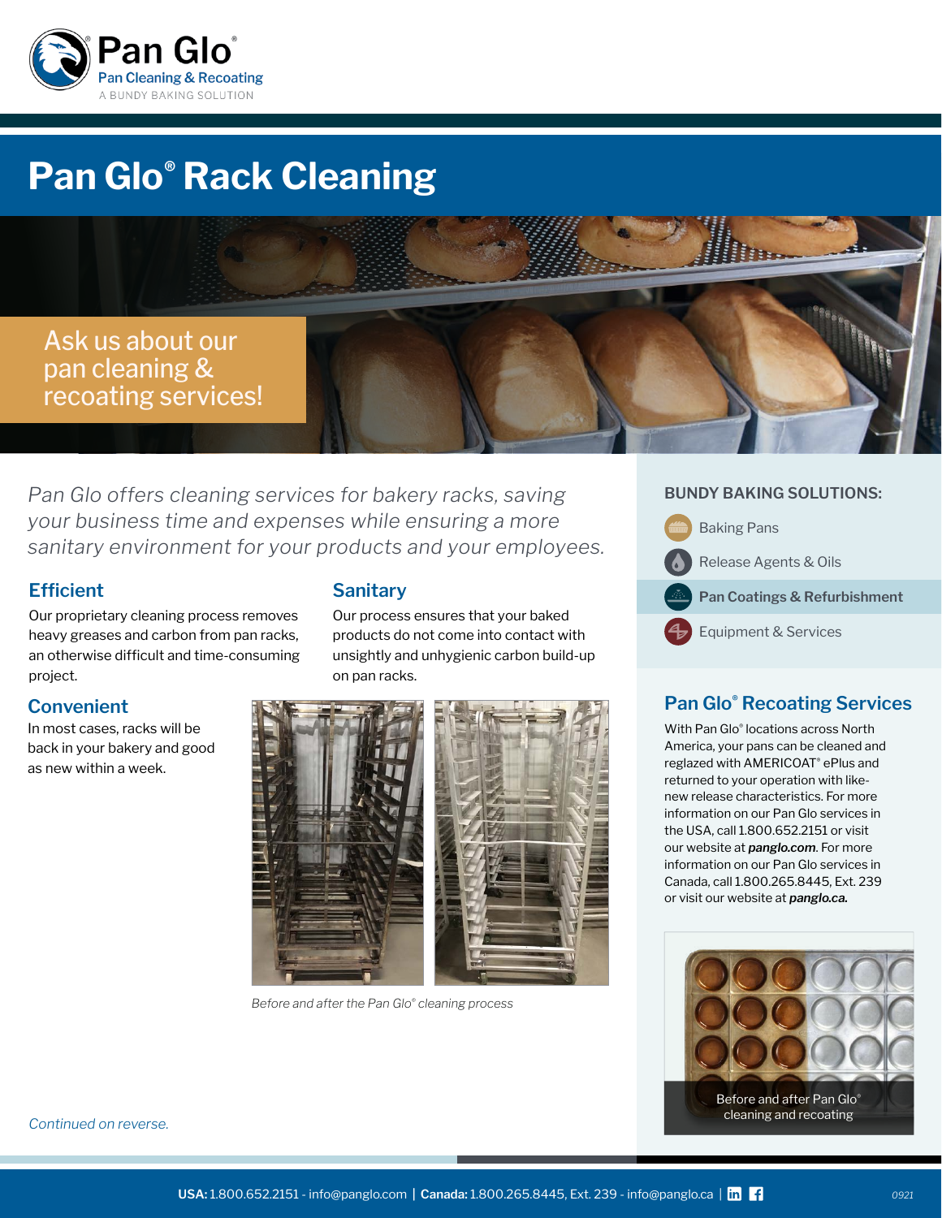Pan Glo®
Pan Cleaning & Recoating
A BUNDY BAKING SOLUTION

# Pan Glo® Rack Cleaning

Ask us about our pan cleaning & recoating services!

*Pan Glo offers cleaning services for bakery racks, saving your business time and expenses while ensuring a more sanitary environment for your products and your employees.*

## Efficient

Our proprietary cleaning process removes heavy greases and carbon from pan racks, an otherwise difficult and time-consuming project.

## Sanitary

Our process ensures that your baked products do not come into contact with unsightly and unhygienic carbon build-up on pan racks.

## Convenient

In most cases, racks will be back in your bakery and good as new within a week.

*Before and after the Pan Glo® cleaning process*

*Continued on reverse.*

### BUNDY BAKING SOLUTIONS:

- Baking Pans
- Release Agents & Oils
- **Pan Coatings & Refurbishment**
- Equipment & Services

## Pan Glo® Recoating Services

With Pan Glo® locations across North America, your pans can be cleaned and reglazed with AMERICOAT® ePlus and returned to your operation with like-new release characteristics. For more information on our Pan Glo services in the USA, call 1.800.652.2151 or visit our website at ***panglo.com***. For more information on our Pan Glo services in Canada, call 1.800.265.8445, Ext. 239 or visit our website at ***panglo.ca.***

Before and after Pan Glo® cleaning and recoating

**USA:** 1.800.652.2151 - info@panglo.com | **Canada:** 1.800.265.8445, Ext. 239 - info@panglo.ca |

*0921*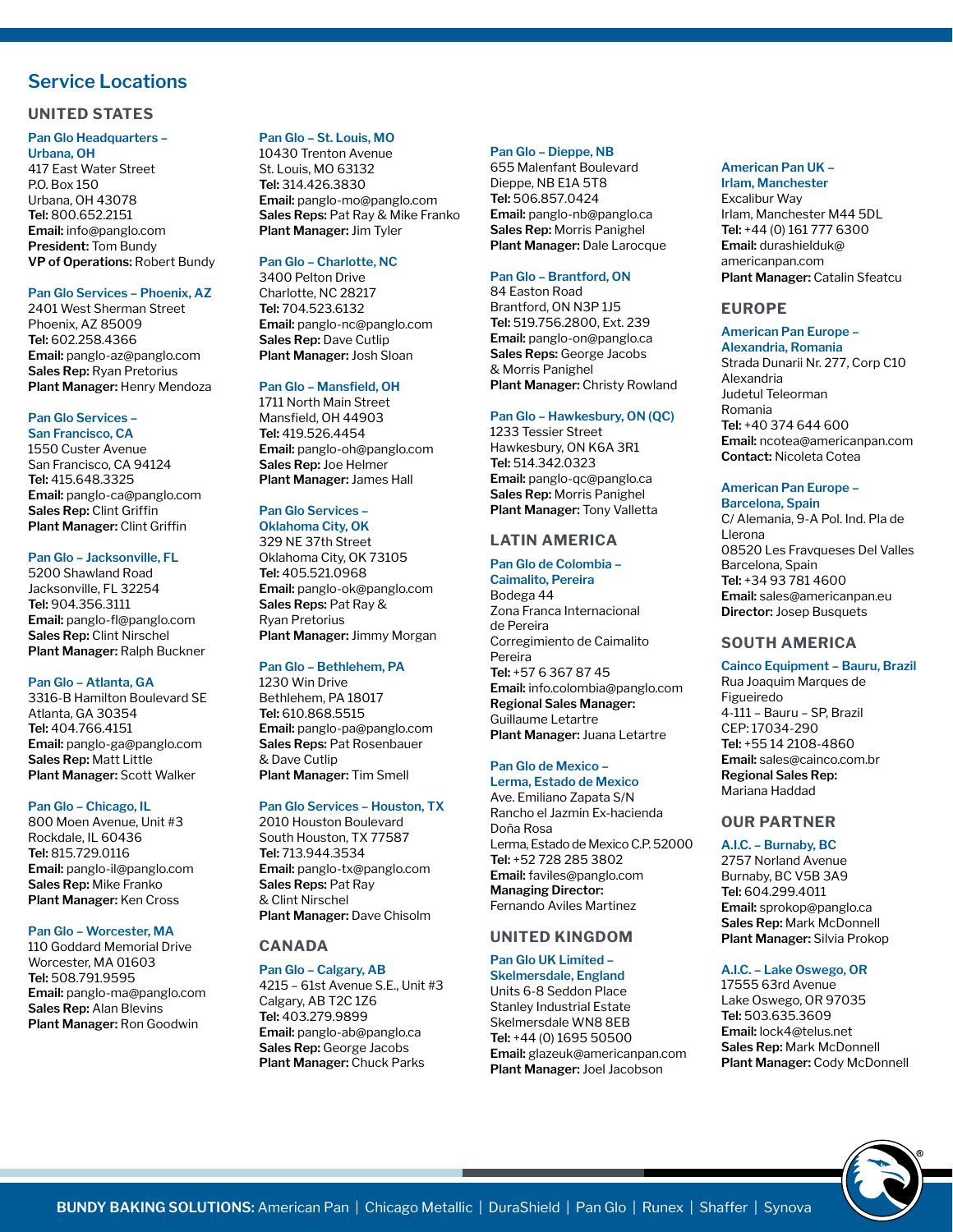## Service Locations

### UNITED STATES

**Pan Glo Headquarters – Urbana, OH**
417 East Water Street
P.O. Box 150
Urbana, OH 43078
**Tel:** 800.652.2151
**Email:** info@panglo.com
**President:** Tom Bundy
**VP of Operations:** Robert Bundy

**Pan Glo Services – Phoenix, AZ**
2401 West Sherman Street
Phoenix, AZ 85009
**Tel:** 602.258.4366
**Email:** panglo-az@panglo.com
**Sales Rep:** Ryan Pretorius
**Plant Manager:** Henry Mendoza

**Pan Glo Services – San Francisco, CA**
1550 Custer Avenue
San Francisco, CA 94124
**Tel:** 415.648.3325
**Email:** panglo-ca@panglo.com
**Sales Rep:** Clint Griffin
**Plant Manager:** Clint Griffin

**Pan Glo – Jacksonville, FL**
5200 Shawland Road
Jacksonville, FL 32254
**Tel:** 904.356.3111
**Email:** panglo-fl@panglo.com
**Sales Rep:** Clint Nirschel
**Plant Manager:** Ralph Buckner

**Pan Glo – Atlanta, GA**
3316-B Hamilton Boulevard SE
Atlanta, GA 30354
**Tel:** 404.766.4151
**Email:** panglo-ga@panglo.com
**Sales Rep:** Matt Little
**Plant Manager:** Scott Walker

**Pan Glo – Chicago, IL**
800 Moen Avenue, Unit #3
Rockdale, IL 60436
**Tel:** 815.729.0116
**Email:** panglo-il@panglo.com
**Sales Rep:** Mike Franko
**Plant Manager:** Ken Cross

**Pan Glo – Worcester, MA**
110 Goddard Memorial Drive
Worcester, MA 01603
**Tel:** 508.791.9595
**Email:** panglo-ma@panglo.com
**Sales Rep:** Alan Blevins
**Plant Manager:** Ron Goodwin

**Pan Glo – St. Louis, MO**
10430 Trenton Avenue
St. Louis, MO 63132
**Tel:** 314.426.3830
**Email:** panglo-mo@panglo.com
**Sales Reps:** Pat Ray & Mike Franko
**Plant Manager:** Jim Tyler

**Pan Glo – Charlotte, NC**
3400 Pelton Drive
Charlotte, NC 28217
**Tel:** 704.523.6132
**Email:** panglo-nc@panglo.com
**Sales Rep:** Dave Cutlip
**Plant Manager:** Josh Sloan

**Pan Glo – Mansfield, OH**
1711 North Main Street
Mansfield, OH 44903
**Tel:** 419.526.4454
**Email:** panglo-oh@panglo.com
**Sales Rep:** Joe Helmer
**Plant Manager:** James Hall

**Pan Glo Services – Oklahoma City, OK**
329 NE 37th Street
Oklahoma City, OK 73105
**Tel:** 405.521.0968
**Email:** panglo-ok@panglo.com
**Sales Reps:** Pat Ray & Ryan Pretorius
**Plant Manager:** Jimmy Morgan

**Pan Glo – Bethlehem, PA**
1230 Win Drive
Bethlehem, PA 18017
**Tel:** 610.868.5515
**Email:** panglo-pa@panglo.com
**Sales Reps:** Pat Rosenbauer & Dave Cutlip
**Plant Manager:** Tim Smell

**Pan Glo Services – Houston, TX**
2010 Houston Boulevard
South Houston, TX 77587
**Tel:** 713.944.3534
**Email:** panglo-tx@panglo.com
**Sales Reps:** Pat Ray & Clint Nirschel
**Plant Manager:** Dave Chisolm

### CANADA

**Pan Glo – Calgary, AB**
4215 – 61st Avenue S.E., Unit #3
Calgary, AB T2C 1Z6
**Tel:** 403.279.9899
**Email:** panglo-ab@panglo.ca
**Sales Rep:** George Jacobs
**Plant Manager:** Chuck Parks

**Pan Glo – Dieppe, NB**
655 Malenfant Boulevard
Dieppe, NB E1A 5T8
**Tel:** 506.857.0424
**Email:** panglo-nb@panglo.ca
**Sales Rep:** Morris Panighel
**Plant Manager:** Dale Larocque

**Pan Glo – Brantford, ON**
84 Easton Road
Brantford, ON N3P 1J5
**Tel:** 519.756.2800, Ext. 239
**Email:** panglo-on@panglo.ca
**Sales Reps:** George Jacobs & Morris Panighel
**Plant Manager:** Christy Rowland

**Pan Glo – Hawkesbury, ON (QC)**
1233 Tessier Street
Hawkesbury, ON K6A 3R1
**Tel:** 514.342.0323
**Email:** panglo-qc@panglo.ca
**Sales Rep:** Morris Panighel
**Plant Manager:** Tony Valletta

### LATIN AMERICA

**Pan Glo de Colombia – Caimalito, Pereira**
Bodega 44
Zona Franca Internacional de Pereira
Corregimiento de Caimalito
Pereira
**Tel:** +57 6 367 87 45
**Email:** info.colombia@panglo.com
**Regional Sales Manager:** Guillaume Letartre
**Plant Manager:** Juana Letartre

**Pan Glo de Mexico – Lerma, Estado de Mexico**
Ave. Emiliano Zapata S/N
Rancho el Jazmin Ex-hacienda Doña Rosa
Lerma, Estado de Mexico C.P. 52000
**Tel:** +52 728 285 3802
**Email:** faviles@panglo.com
**Managing Director:** Fernando Aviles Martinez

### UNITED KINGDOM

**Pan Glo UK Limited – Skelmersdale, England**
Units 6-8 Seddon Place
Stanley Industrial Estate
Skelmersdale WN8 8EB
**Tel:** +44 (0) 1695 50500
**Email:** glazeuk@americanpan.com
**Plant Manager:** Joel Jacobson

**American Pan UK – Irlam, Manchester**
Excalibur Way
Irlam, Manchester M44 5DL
**Tel:** +44 (0) 161 777 6300
**Email:** durashielduk@americanpan.com
**Plant Manager:** Catalin Sfeatcu

### EUROPE

**American Pan Europe – Alexandria, Romania**
Strada Dunarii Nr. 277, Corp C10
Alexandria
Judetul Teleorman
Romania
**Tel:** +40 374 644 600
**Email:** ncotea@americanpan.com
**Contact:** Nicoleta Cotea

**American Pan Europe – Barcelona, Spain**
C/ Alemania, 9-A Pol. Ind. Pla de Llerona
08520 Les Fravqueses Del Valles
Barcelona, Spain
**Tel:** +34 93 781 4600
**Email:** sales@americanpan.eu
**Director:** Josep Busquets

### SOUTH AMERICA

**Cainco Equipment – Bauru, Brazil**
Rua Joaquim Marques de Figueiredo
4-111 – Bauru – SP, Brazil
CEP: 17034-290
**Tel:** +55 14 2108-4860
**Email:** sales@cainco.com.br
**Regional Sales Rep:** Mariana Haddad

### OUR PARTNER

**A.I.C. – Burnaby, BC**
2757 Norland Avenue
Burnaby, BC V5B 3A9
**Tel:** 604.299.4011
**Email:** sprokop@panglo.ca
**Sales Rep:** Mark McDonnell
**Plant Manager:** Silvia Prokop

**A.I.C. – Lake Oswego, OR**
17555 63rd Avenue
Lake Oswego, OR 97035
**Tel:** 503.635.3609
**Email:** lock4@telus.net
**Sales Rep:** Mark McDonnell
**Plant Manager:** Cody McDonnell

**BUNDY BAKING SOLUTIONS:** American Pan | Chicago Metallic | DuraShield | Pan Glo | Runex | Shaffer | Synova